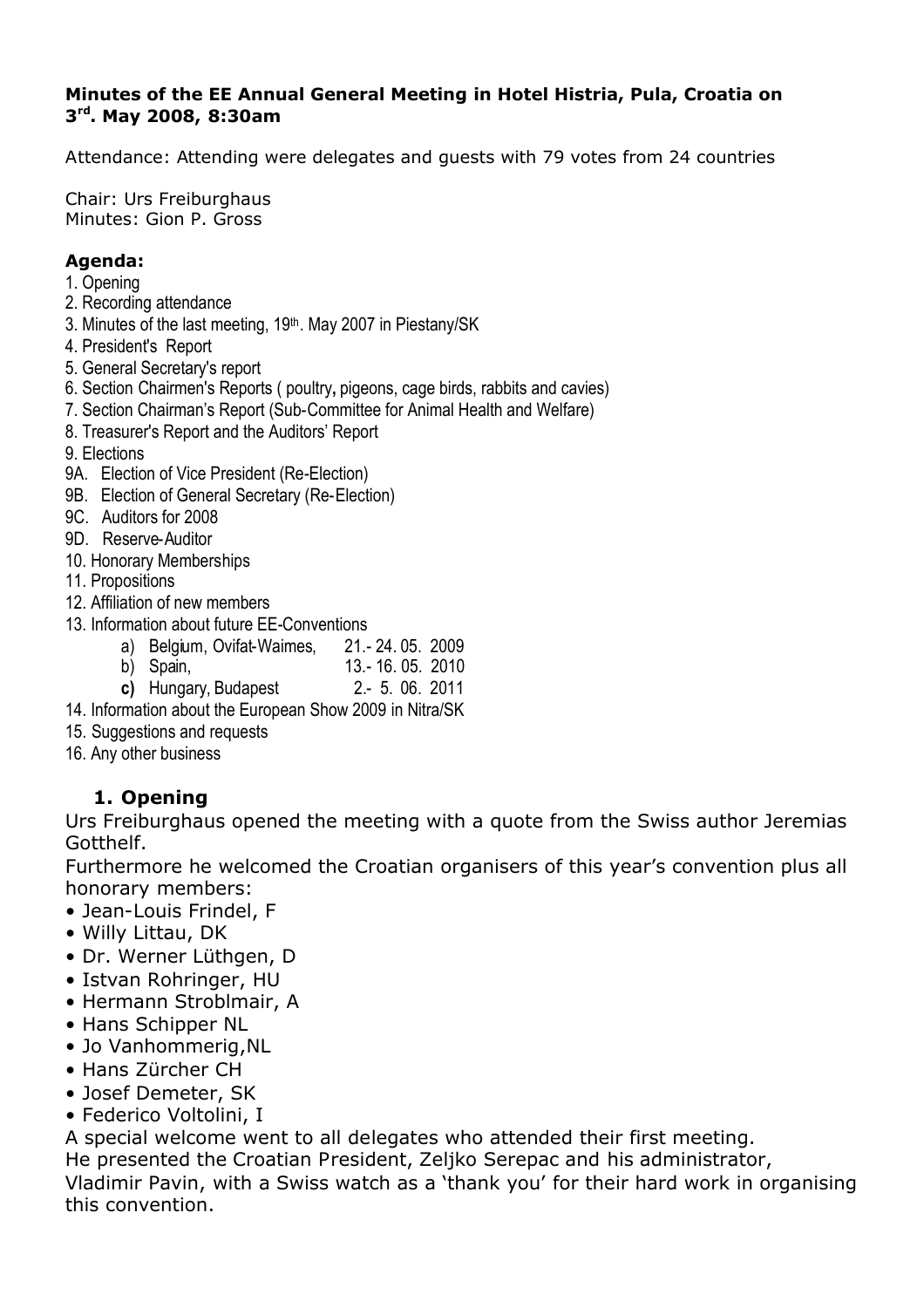**Minutes of the EE Annual General Meeting in Hotel Histria, Pula, Croatia on 3rd. May 2008, 8:30am**

Attendance: Attending were delegates and guests with 79 votes from 24 countries

Chair: Urs Freiburghaus
Minutes: Gion P. Gross

**Agenda:**

1. Opening
2. Recording attendance
3. Minutes of the last meeting, 19th. May 2007 in Piestany/SK
4. President's Report
5. General Secretary's report
6. Section Chairmen's Reports ( poultry, pigeons, cage birds, rabbits and cavies)
7. Section Chairman's Report (Sub-Committee for Animal Health and Welfare)
8. Treasurer's Report and the Auditors' Report
9. Elections

9A. Election of Vice President (Re-Election)
9B. Election of General Secretary (Re-Election)
9C. Auditors for 2008
9D. Reserve-Auditor

10. Honorary Memberships
11. Propositions
12. Affiliation of new members
13. Information about future EE-Conventions
    a) Belgium, Ovifat-Waimes, 21.- 24. 05. 2009
    b) Spain, 13.- 16. 05. 2010
    **c)** Hungary, Budapest 2.- 5. 06. 2011
14. Information about the European Show 2009 in Nitra/SK
15. Suggestions and requests
16. Any other business

## 1. Opening

Urs Freiburghaus opened the meeting with a quote from the Swiss author Jeremias Gotthelf.

Furthermore he welcomed the Croatian organisers of this year's convention plus all honorary members:

- Jean-Louis Frindel, F
- Willy Littau, DK
- Dr. Werner Lüthgen, D
- Istvan Rohringer, HU
- Hermann Stroblmair, A
- Hans Schipper NL
- Jo Vanhommerig,NL
- Hans Zürcher CH
- Josef Demeter, SK
- Federico Voltolini, I

A special welcome went to all delegates who attended their first meeting.

He presented the Croatian President, Zeljko Serepac and his administrator, Vladimir Pavin, with a Swiss watch as a 'thank you' for their hard work in organising this convention.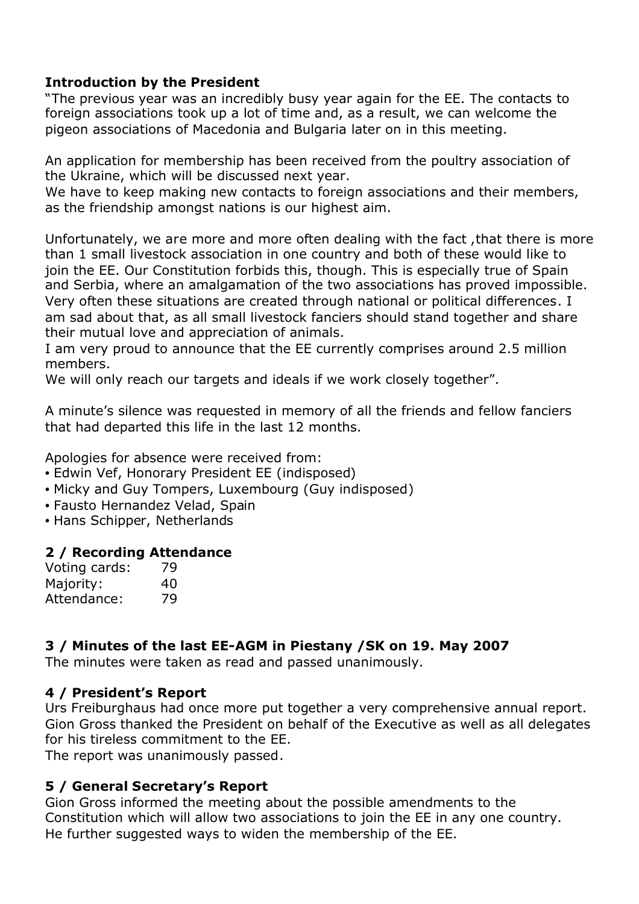**Introduction by the President**

"The previous year was an incredibly busy year again for the EE. The contacts to foreign associations took up a lot of time and, as a result, we can welcome the pigeon associations of Macedonia and Bulgaria later on in this meeting.

An application for membership has been received from the poultry association of the Ukraine, which will be discussed next year.
We have to keep making new contacts to foreign associations and their members, as the friendship amongst nations is our highest aim.

Unfortunately, we are more and more often dealing with the fact ,that there is more than 1 small livestock association in one country and both of these would like to join the EE. Our Constitution forbids this, though. This is especially true of Spain and Serbia, where an amalgamation of the two associations has proved impossible. Very often these situations are created through national or political differences. I am sad about that, as all small livestock fanciers should stand together and share their mutual love and appreciation of animals.
I am very proud to announce that the EE currently comprises around 2.5 million members.
We will only reach our targets and ideals if we work closely together".

A minute's silence was requested in memory of all the friends and fellow fanciers that had departed this life in the last 12 months.

Apologies for absence were received from:

- Edwin Vef, Honorary President EE (indisposed)
- Micky and Guy Tompers, Luxembourg (Guy indisposed)
- Fausto Hernandez Velad, Spain
- Hans Schipper, Netherlands

## 2 / Recording Attendance

| | |
|---|---|
| Voting cards: | 79 |
| Majority: | 40 |
| Attendance: | 79 |

## 3 / Minutes of the last EE-AGM in Piestany /SK on 19. May 2007

The minutes were taken as read and passed unanimously.

## 4 / President's Report

Urs Freiburghaus had once more put together a very comprehensive annual report. Gion Gross thanked the President on behalf of the Executive as well as all delegates for his tireless commitment to the EE.
The report was unanimously passed.

## 5 / General Secretary's Report

Gion Gross informed the meeting about the possible amendments to the Constitution which will allow two associations to join the EE in any one country.
He further suggested ways to widen the membership of the EE.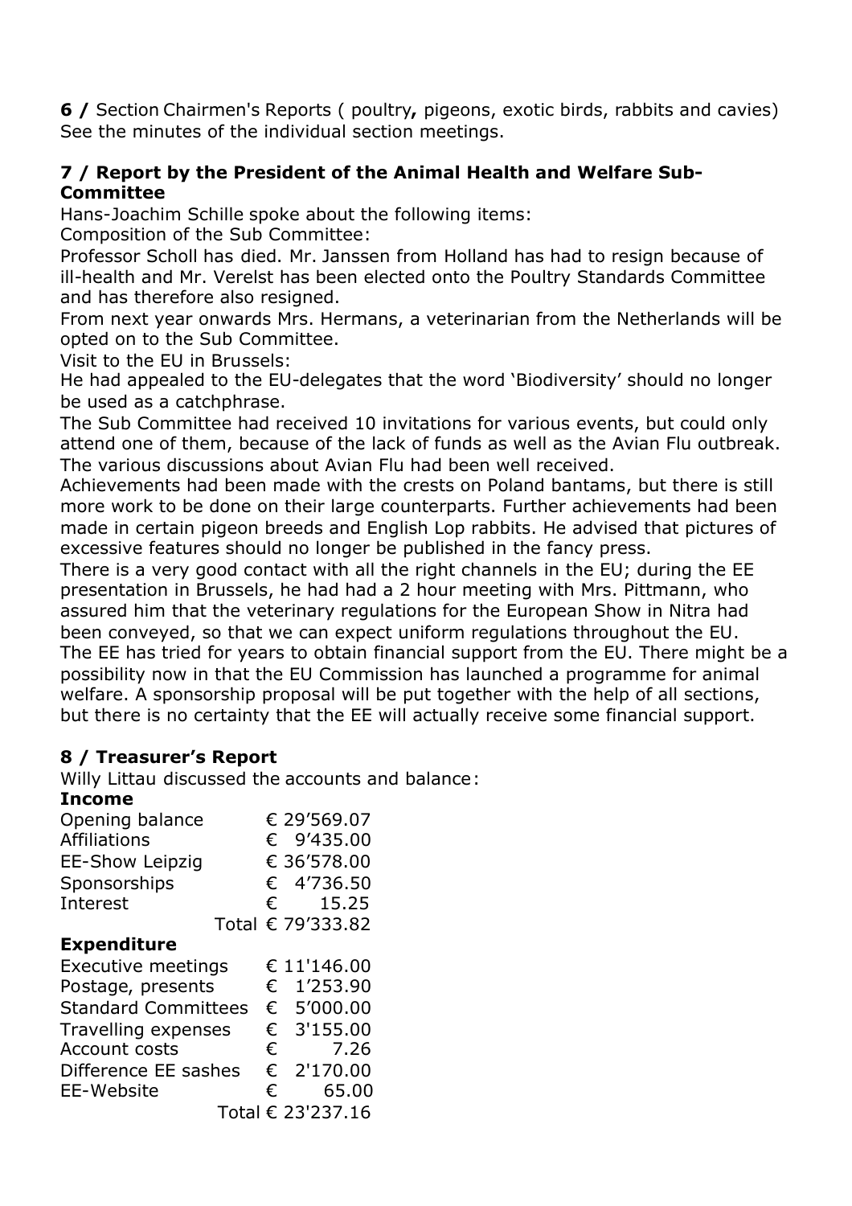**6 /** Section Chairmen's Reports ( poultry**,** pigeons, exotic birds, rabbits and cavies) See the minutes of the individual section meetings.

### 7 / Report by the President of the Animal Health and Welfare Sub-Committee

Hans-Joachim Schille spoke about the following items:

Composition of the Sub Committee:

Professor Scholl has died. Mr. Janssen from Holland has had to resign because of ill-health and Mr. Verelst has been elected onto the Poultry Standards Committee and has therefore also resigned.

From next year onwards Mrs. Hermans, a veterinarian from the Netherlands will be opted on to the Sub Committee.

Visit to the EU in Brussels:

He had appealed to the EU-delegates that the word 'Biodiversity' should no longer be used as a catchphrase.

The Sub Committee had received 10 invitations for various events, but could only attend one of them, because of the lack of funds as well as the Avian Flu outbreak. The various discussions about Avian Flu had been well received.

Achievements had been made with the crests on Poland bantams, but there is still more work to be done on their large counterparts. Further achievements had been made in certain pigeon breeds and English Lop rabbits. He advised that pictures of excessive features should no longer be published in the fancy press.

There is a very good contact with all the right channels in the EU; during the EE presentation in Brussels, he had had a 2 hour meeting with Mrs. Pittmann, who assured him that the veterinary regulations for the European Show in Nitra had been conveyed, so that we can expect uniform regulations throughout the EU.

The EE has tried for years to obtain financial support from the EU. There might be a possibility now in that the EU Commission has launched a programme for animal welfare. A sponsorship proposal will be put together with the help of all sections, but there is no certainty that the EE will actually receive some financial support.

### 8 / Treasurer's Report

Willy Littau discussed the accounts and balance:

**Income**

| | |
|---|---|
| Opening balance | € 29'569.07 |
| Affiliations | € 9'435.00 |
| EE-Show Leipzig | € 36'578.00 |
| Sponsorships | € 4'736.50 |
| Interest | € 15.25 |
| Total | € 79'333.82 |

**Expenditure**

| | |
|---|---|
| Executive meetings | € 11'146.00 |
| Postage, presents | € 1'253.90 |
| Standard Committees | € 5'000.00 |
| Travelling expenses | € 3'155.00 |
| Account costs | € 7.26 |
| Difference EE sashes | € 2'170.00 |
| EE-Website | € 65.00 |
| Total | € 23'237.16 |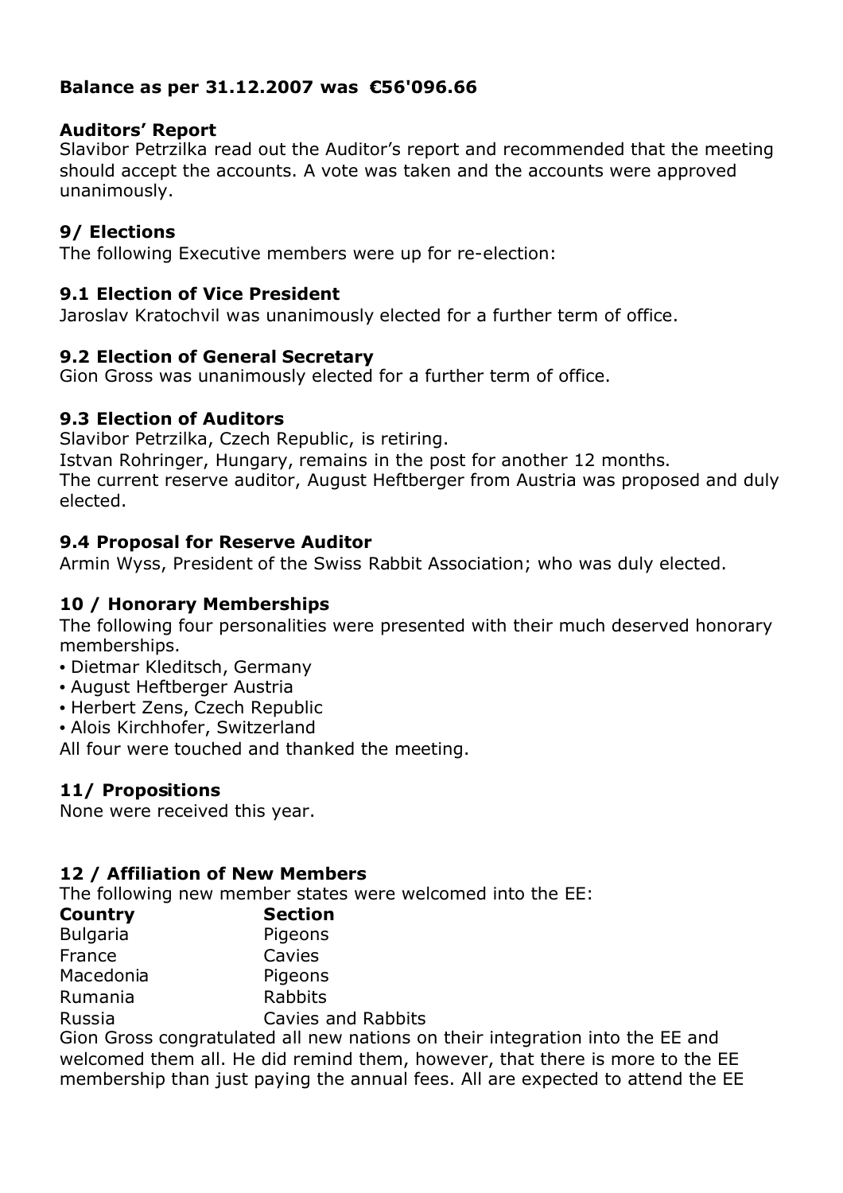**Balance as per 31.12.2007 was €56'096.66**

**Auditors' Report**

Slavibor Petrzilka read out the Auditor's report and recommended that the meeting should accept the accounts. A vote was taken and the accounts were approved unanimously.

### 9/ Elections

The following Executive members were up for re-election:

#### 9.1 Election of Vice President

Jaroslav Kratochvil was unanimously elected for a further term of office.

#### 9.2 Election of General Secretary

Gion Gross was unanimously elected for a further term of office.

#### 9.3 Election of Auditors

Slavibor Petrzilka, Czech Republic, is retiring.
Istvan Rohringer, Hungary, remains in the post for another 12 months.
The current reserve auditor, August Heftberger from Austria was proposed and duly elected.

#### 9.4 Proposal for Reserve Auditor

Armin Wyss, President of the Swiss Rabbit Association; who was duly elected.

### 10 / Honorary Memberships

The following four personalities were presented with their much deserved honorary memberships.

- Dietmar Kleditsch, Germany
- August Heftberger Austria
- Herbert Zens, Czech Republic
- Alois Kirchhofer, Switzerland

All four were touched and thanked the meeting.

### 11/ Propositions

None were received this year.

### 12 / Affiliation of New Members

The following new member states were welcomed into the EE:

| Country | Section |
|---|---|
| Bulgaria | Pigeons |
| France | Cavies |
| Macedonia | Pigeons |
| Rumania | Rabbits |
| Russia | Cavies and Rabbits |

Gion Gross congratulated all new nations on their integration into the EE and welcomed them all. He did remind them, however, that there is more to the EE membership than just paying the annual fees. All are expected to attend the EE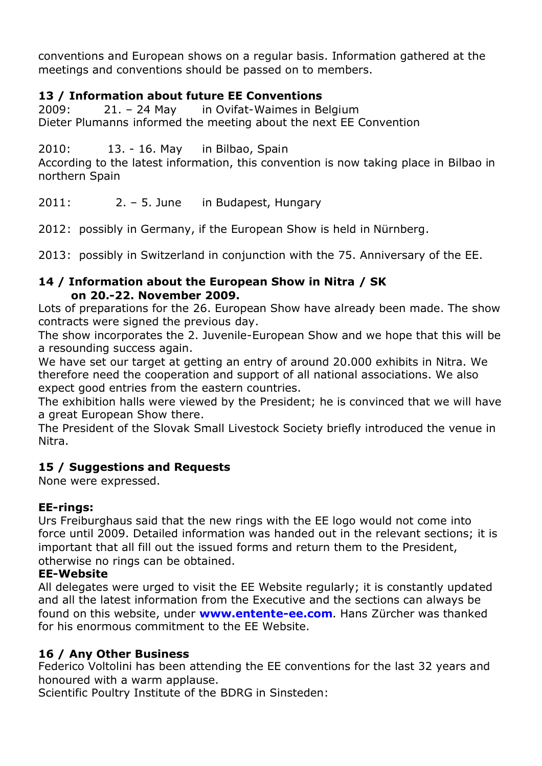conventions and European shows on a regular basis. Information gathered at the meetings and conventions should be passed on to members.

**13 / Information about future EE Conventions**

2009: 21. – 24 May in Ovifat-Waimes in Belgium
Dieter Plumanns informed the meeting about the next EE Convention

2010: 13. - 16. May in Bilbao, Spain
According to the latest information, this convention is now taking place in Bilbao in northern Spain

2011: 2. – 5. June in Budapest, Hungary

2012: possibly in Germany, if the European Show is held in Nürnberg.

2013: possibly in Switzerland in conjunction with the 75. Anniversary of the EE.

**14 / Information about the European Show in Nitra / SK on 20.-22. November 2009.**

Lots of preparations for the 26. European Show have already been made. The show contracts were signed the previous day.
The show incorporates the 2. Juvenile-European Show and we hope that this will be a resounding success again.
We have set our target at getting an entry of around 20.000 exhibits in Nitra. We therefore need the cooperation and support of all national associations. We also expect good entries from the eastern countries.
The exhibition halls were viewed by the President; he is convinced that we will have a great European Show there.
The President of the Slovak Small Livestock Society briefly introduced the venue in Nitra.

**15 / Suggestions and Requests**

None were expressed.

**EE-rings:**

Urs Freiburghaus said that the new rings with the EE logo would not come into force until 2009. Detailed information was handed out in the relevant sections; it is important that all fill out the issued forms and return them to the President, otherwise no rings can be obtained.

**EE-Website**

All delegates were urged to visit the EE Website regularly; it is constantly updated and all the latest information from the Executive and the sections can always be found on this website, under **www.entente-ee.com**. Hans Zürcher was thanked for his enormous commitment to the EE Website.

**16 / Any Other Business**

Federico Voltolini has been attending the EE conventions for the last 32 years and honoured with a warm applause.
Scientific Poultry Institute of the BDRG in Sinsteden: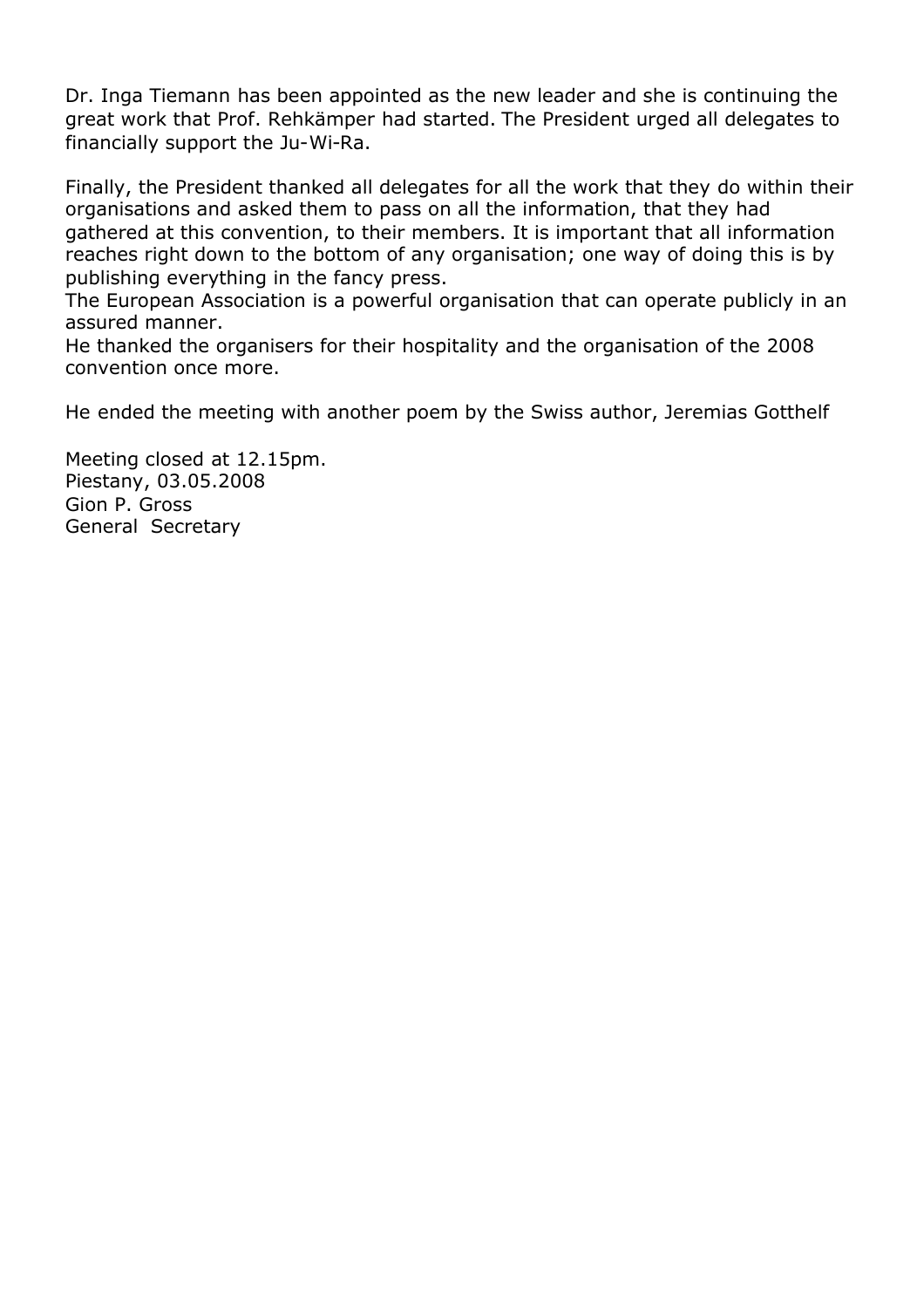Dr. Inga Tiemann has been appointed as the new leader and she is continuing the great work that Prof. Rehkämper had started. The President urged all delegates to financially support the Ju-Wi-Ra.

Finally, the President thanked all delegates for all the work that they do within their organisations and asked them to pass on all the information, that they had gathered at this convention, to their members. It is important that all information reaches right down to the bottom of any organisation; one way of doing this is by publishing everything in the fancy press.
The European Association is a powerful organisation that can operate publicly in an assured manner.
He thanked the organisers for their hospitality and the organisation of the 2008 convention once more.

He ended the meeting with another poem by the Swiss author, Jeremias Gotthelf

Meeting closed at 12.15pm.
Piestany, 03.05.2008
Gion P. Gross
General Secretary